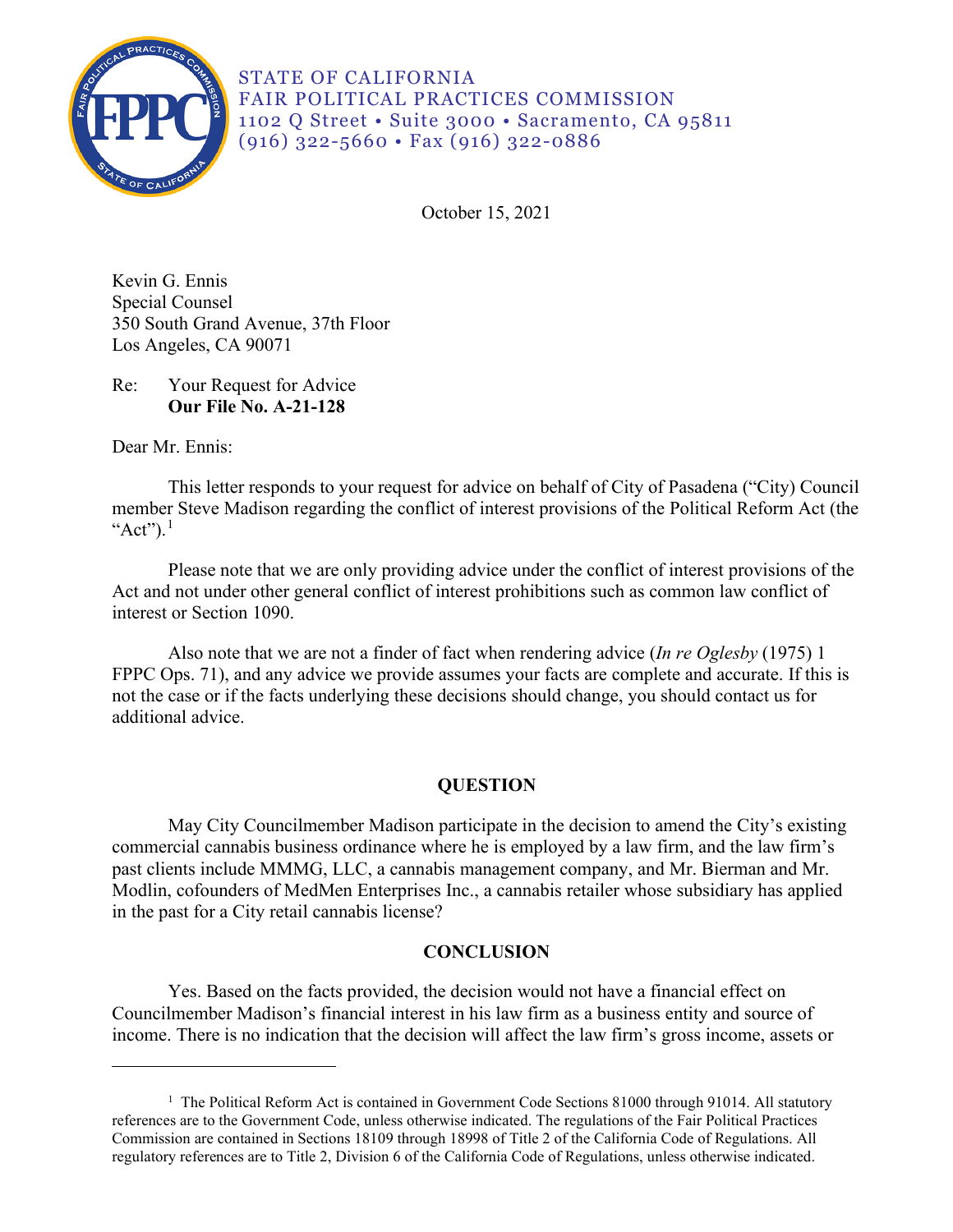STATE OF CALIFORNIA
FAIR POLITICAL PRACTICES COMMISSION
1102 Q Street • Suite 3000 • Sacramento, CA 95811
(916) 322-5660 • Fax (916) 322-0886

October 15, 2021

Kevin G. Ennis
Special Counsel
350 South Grand Avenue, 37th Floor
Los Angeles, CA 90071

Re: Your Request for Advice
**Our File No. A-21-128**

Dear Mr. Ennis:

This letter responds to your request for advice on behalf of City of Pasadena ("City) Council member Steve Madison regarding the conflict of interest provisions of the Political Reform Act (the "Act").[1]

Please note that we are only providing advice under the conflict of interest provisions of the Act and not under other general conflict of interest prohibitions such as common law conflict of interest or Section 1090.

Also note that we are not a finder of fact when rendering advice (*In re Oglesby* (1975) 1 FPPC Ops. 71), and any advice we provide assumes your facts are complete and accurate. If this is not the case or if the facts underlying these decisions should change, you should contact us for additional advice.

## QUESTION

May City Councilmember Madison participate in the decision to amend the City's existing commercial cannabis business ordinance where he is employed by a law firm, and the law firm's past clients include MMMG, LLC, a cannabis management company, and Mr. Bierman and Mr. Modlin, cofounders of MedMen Enterprises Inc., a cannabis retailer whose subsidiary has applied in the past for a City retail cannabis license?

## CONCLUSION

Yes. Based on the facts provided, the decision would not have a financial effect on Councilmember Madison's financial interest in his law firm as a business entity and source of income. There is no indication that the decision will affect the law firm's gross income, assets or

[1] The Political Reform Act is contained in Government Code Sections 81000 through 91014. All statutory references are to the Government Code, unless otherwise indicated. The regulations of the Fair Political Practices Commission are contained in Sections 18109 through 18998 of Title 2 of the California Code of Regulations. All regulatory references are to Title 2, Division 6 of the California Code of Regulations, unless otherwise indicated.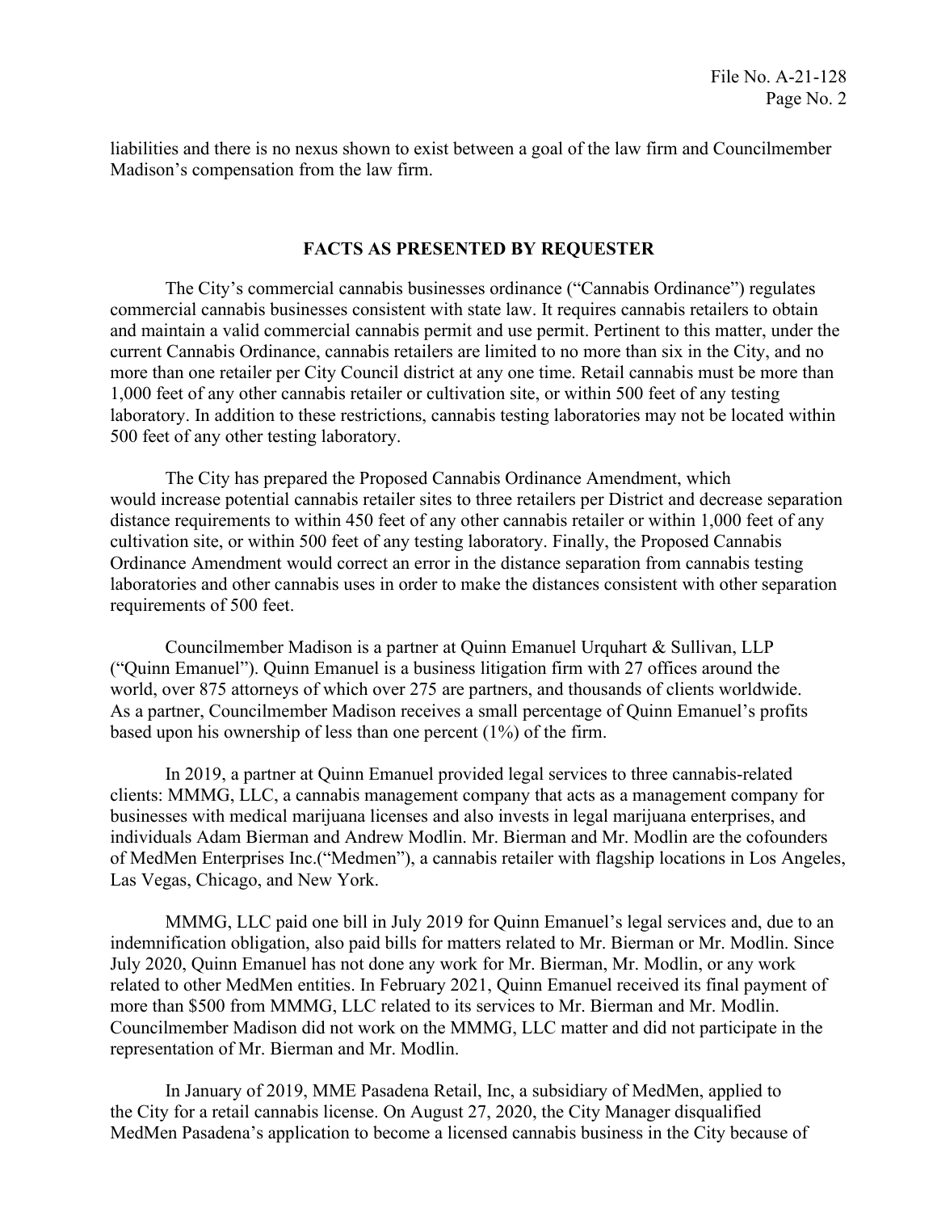liabilities and there is no nexus shown to exist between a goal of the law firm and Councilmember Madison's compensation from the law firm.

## FACTS AS PRESENTED BY REQUESTER

The City's commercial cannabis businesses ordinance ("Cannabis Ordinance") regulates commercial cannabis businesses consistent with state law. It requires cannabis retailers to obtain and maintain a valid commercial cannabis permit and use permit. Pertinent to this matter, under the current Cannabis Ordinance, cannabis retailers are limited to no more than six in the City, and no more than one retailer per City Council district at any one time. Retail cannabis must be more than 1,000 feet of any other cannabis retailer or cultivation site, or within 500 feet of any testing laboratory. In addition to these restrictions, cannabis testing laboratories may not be located within 500 feet of any other testing laboratory.

The City has prepared the Proposed Cannabis Ordinance Amendment, which would increase potential cannabis retailer sites to three retailers per District and decrease separation distance requirements to within 450 feet of any other cannabis retailer or within 1,000 feet of any cultivation site, or within 500 feet of any testing laboratory. Finally, the Proposed Cannabis Ordinance Amendment would correct an error in the distance separation from cannabis testing laboratories and other cannabis uses in order to make the distances consistent with other separation requirements of 500 feet.

Councilmember Madison is a partner at Quinn Emanuel Urquhart & Sullivan, LLP ("Quinn Emanuel"). Quinn Emanuel is a business litigation firm with 27 offices around the world, over 875 attorneys of which over 275 are partners, and thousands of clients worldwide. As a partner, Councilmember Madison receives a small percentage of Quinn Emanuel's profits based upon his ownership of less than one percent (1%) of the firm.

In 2019, a partner at Quinn Emanuel provided legal services to three cannabis-related clients: MMMG, LLC, a cannabis management company that acts as a management company for businesses with medical marijuana licenses and also invests in legal marijuana enterprises, and individuals Adam Bierman and Andrew Modlin. Mr. Bierman and Mr. Modlin are the cofounders of MedMen Enterprises Inc.("Medmen"), a cannabis retailer with flagship locations in Los Angeles, Las Vegas, Chicago, and New York.

MMMG, LLC paid one bill in July 2019 for Quinn Emanuel's legal services and, due to an indemnification obligation, also paid bills for matters related to Mr. Bierman or Mr. Modlin. Since July 2020, Quinn Emanuel has not done any work for Mr. Bierman, Mr. Modlin, or any work related to other MedMen entities. In February 2021, Quinn Emanuel received its final payment of more than $500 from MMMG, LLC related to its services to Mr. Bierman and Mr. Modlin. Councilmember Madison did not work on the MMMG, LLC matter and did not participate in the representation of Mr. Bierman and Mr. Modlin.

In January of 2019, MME Pasadena Retail, Inc, a subsidiary of MedMen, applied to the City for a retail cannabis license. On August 27, 2020, the City Manager disqualified MedMen Pasadena's application to become a licensed cannabis business in the City because of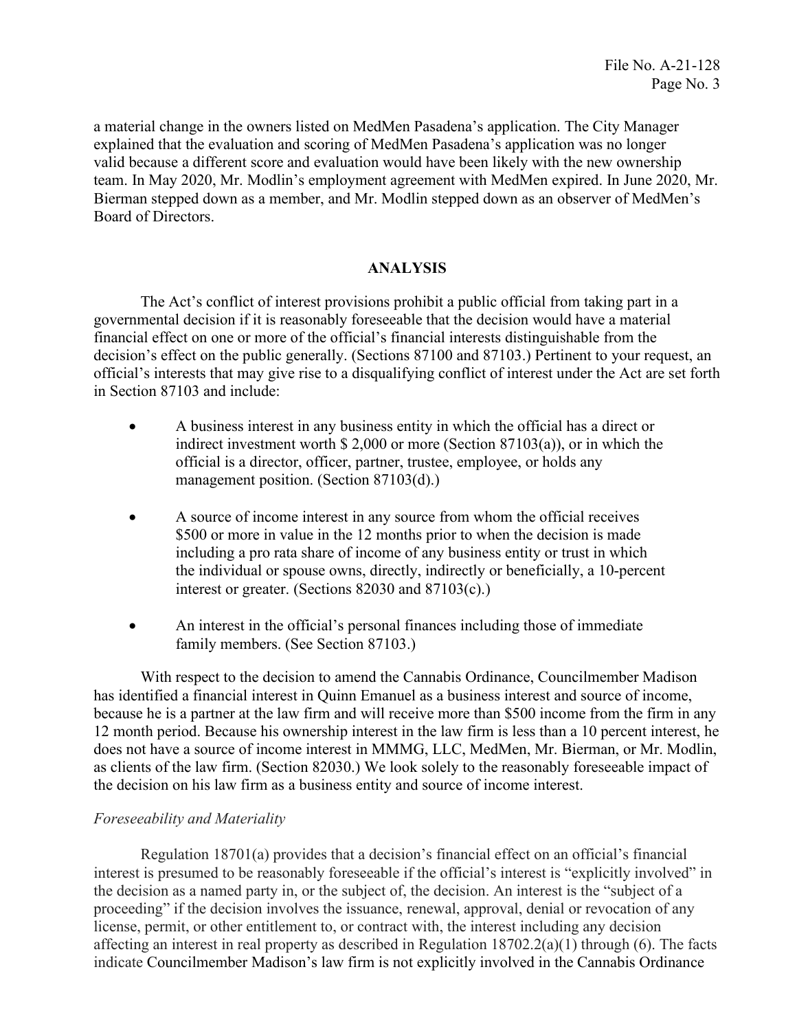a material change in the owners listed on MedMen Pasadena's application. The City Manager explained that the evaluation and scoring of MedMen Pasadena's application was no longer valid because a different score and evaluation would have been likely with the new ownership team. In May 2020, Mr. Modlin's employment agreement with MedMen expired. In June 2020, Mr. Bierman stepped down as a member, and Mr. Modlin stepped down as an observer of MedMen's Board of Directors.

## ANALYSIS

The Act's conflict of interest provisions prohibit a public official from taking part in a governmental decision if it is reasonably foreseeable that the decision would have a material financial effect on one or more of the official's financial interests distinguishable from the decision's effect on the public generally. (Sections 87100 and 87103.) Pertinent to your request, an official's interests that may give rise to a disqualifying conflict of interest under the Act are set forth in Section 87103 and include:

- A business interest in any business entity in which the official has a direct or indirect investment worth $ 2,000 or more (Section 87103(a)), or in which the official is a director, officer, partner, trustee, employee, or holds any management position. (Section 87103(d).)
- A source of income interest in any source from whom the official receives $500 or more in value in the 12 months prior to when the decision is made including a pro rata share of income of any business entity or trust in which the individual or spouse owns, directly, indirectly or beneficially, a 10-percent interest or greater. (Sections 82030 and 87103(c).)
- An interest in the official's personal finances including those of immediate family members. (See Section 87103.)

With respect to the decision to amend the Cannabis Ordinance, Councilmember Madison has identified a financial interest in Quinn Emanuel as a business interest and source of income, because he is a partner at the law firm and will receive more than $500 income from the firm in any 12 month period. Because his ownership interest in the law firm is less than a 10 percent interest, he does not have a source of income interest in MMMG, LLC, MedMen, Mr. Bierman, or Mr. Modlin, as clients of the law firm. (Section 82030.) We look solely to the reasonably foreseeable impact of the decision on his law firm as a business entity and source of income interest.

*Foreseeability and Materiality*

Regulation 18701(a) provides that a decision's financial effect on an official's financial interest is presumed to be reasonably foreseeable if the official's interest is "explicitly involved" in the decision as a named party in, or the subject of, the decision. An interest is the "subject of a proceeding" if the decision involves the issuance, renewal, approval, denial or revocation of any license, permit, or other entitlement to, or contract with, the interest including any decision affecting an interest in real property as described in Regulation 18702.2(a)(1) through (6). The facts indicate Councilmember Madison's law firm is not explicitly involved in the Cannabis Ordinance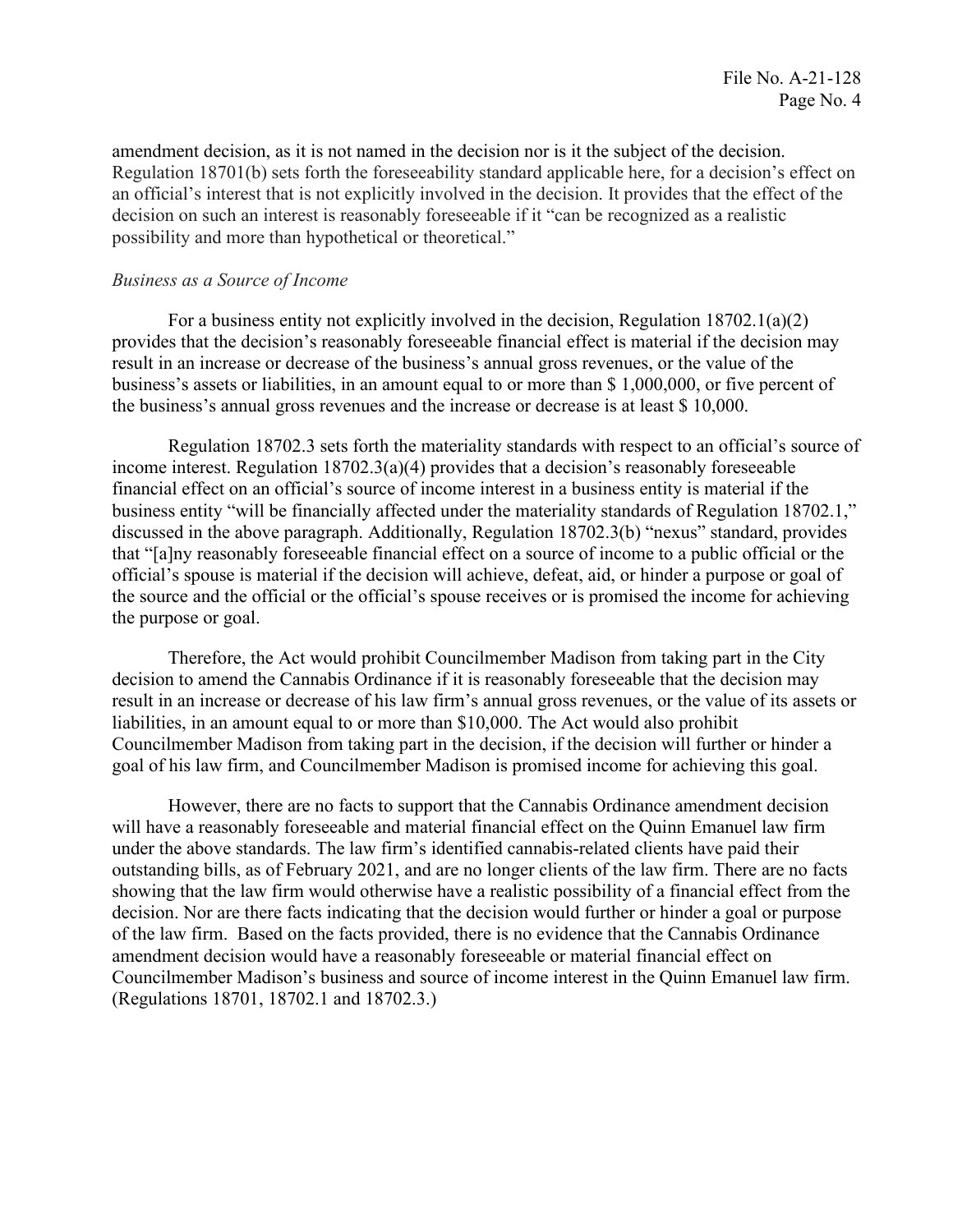amendment decision, as it is not named in the decision nor is it the subject of the decision. Regulation 18701(b) sets forth the foreseeability standard applicable here, for a decision's effect on an official's interest that is not explicitly involved in the decision. It provides that the effect of the decision on such an interest is reasonably foreseeable if it "can be recognized as a realistic possibility and more than hypothetical or theoretical."

*Business as a Source of Income*

For a business entity not explicitly involved in the decision, Regulation 18702.1(a)(2) provides that the decision's reasonably foreseeable financial effect is material if the decision may result in an increase or decrease of the business's annual gross revenues, or the value of the business's assets or liabilities, in an amount equal to or more than $ 1,000,000, or five percent of the business's annual gross revenues and the increase or decrease is at least $ 10,000.

Regulation 18702.3 sets forth the materiality standards with respect to an official's source of income interest. Regulation 18702.3(a)(4) provides that a decision's reasonably foreseeable financial effect on an official's source of income interest in a business entity is material if the business entity "will be financially affected under the materiality standards of Regulation 18702.1," discussed in the above paragraph. Additionally, Regulation 18702.3(b) "nexus" standard, provides that "[a]ny reasonably foreseeable financial effect on a source of income to a public official or the official's spouse is material if the decision will achieve, defeat, aid, or hinder a purpose or goal of the source and the official or the official's spouse receives or is promised the income for achieving the purpose or goal.

Therefore, the Act would prohibit Councilmember Madison from taking part in the City decision to amend the Cannabis Ordinance if it is reasonably foreseeable that the decision may result in an increase or decrease of his law firm's annual gross revenues, or the value of its assets or liabilities, in an amount equal to or more than $10,000. The Act would also prohibit Councilmember Madison from taking part in the decision, if the decision will further or hinder a goal of his law firm, and Councilmember Madison is promised income for achieving this goal.

However, there are no facts to support that the Cannabis Ordinance amendment decision will have a reasonably foreseeable and material financial effect on the Quinn Emanuel law firm under the above standards. The law firm's identified cannabis-related clients have paid their outstanding bills, as of February 2021, and are no longer clients of the law firm. There are no facts showing that the law firm would otherwise have a realistic possibility of a financial effect from the decision. Nor are there facts indicating that the decision would further or hinder a goal or purpose of the law firm. Based on the facts provided, there is no evidence that the Cannabis Ordinance amendment decision would have a reasonably foreseeable or material financial effect on Councilmember Madison's business and source of income interest in the Quinn Emanuel law firm. (Regulations 18701, 18702.1 and 18702.3.)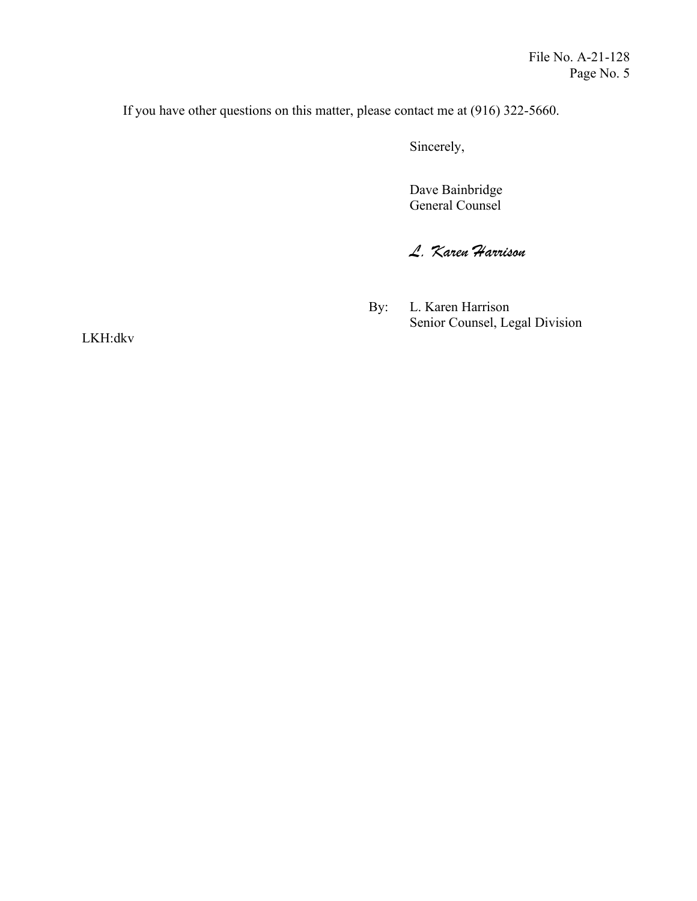If you have other questions on this matter, please contact me at (916) 322-5660.

Sincerely,

Dave Bainbridge
General Counsel

*L. Karen Harrison*

By: L. Karen Harrison
Senior Counsel, Legal Division

LKH:dkv